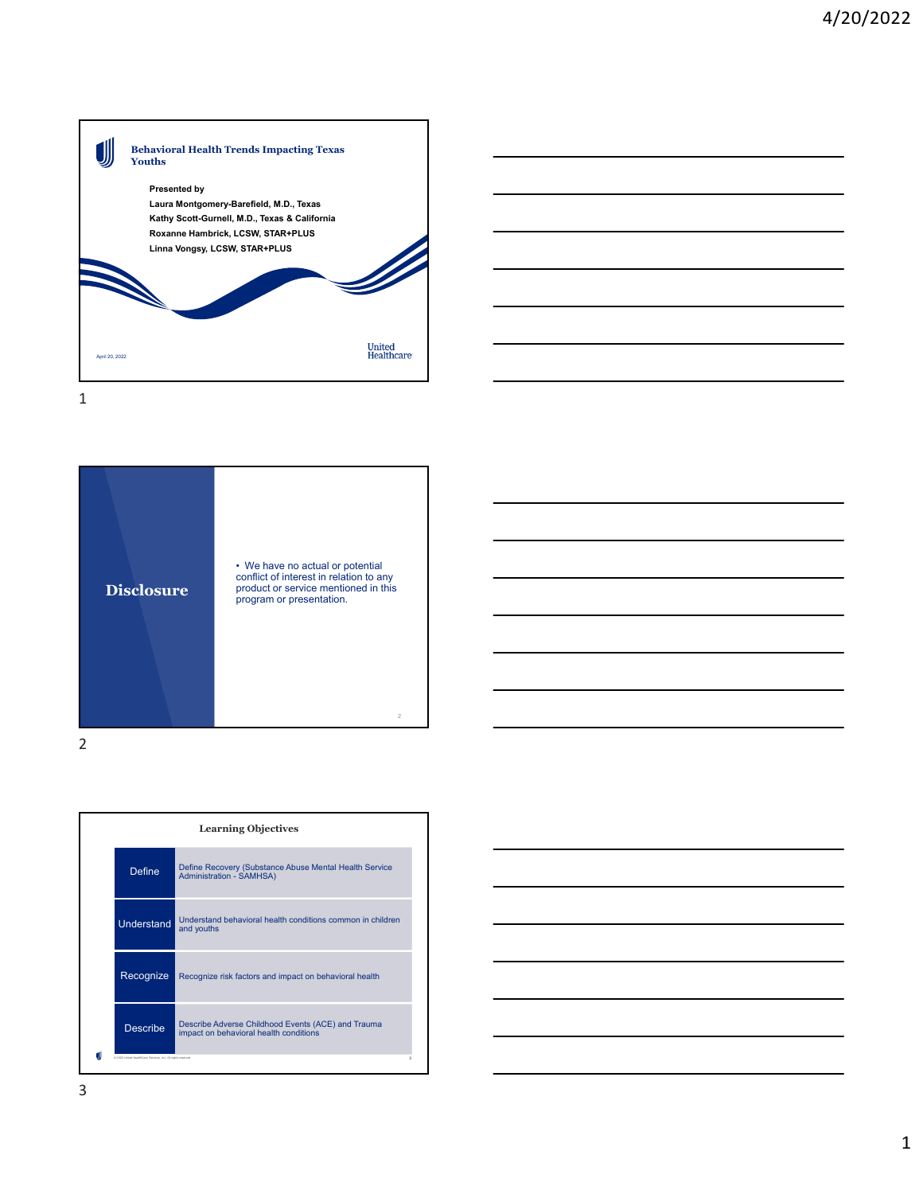# Behavioral Health Trends Impacting Texas Youths

**Presented by**

**Laura Montgomery-Barefield, M.D., Texas**
**Kathy Scott-Gurnell, M.D., Texas & California**
**Roxanne Hambrick, LCSW, STAR+PLUS**
**Linna Vongsy, LCSW, STAR+PLUS**

April 20, 2022

United Healthcare

## Disclosure

- We have no actual or potential conflict of interest in relation to any product or service mentioned in this program or presentation.

## Learning Objectives

| | |
|---|---|
| Define | Define Recovery (Substance Abuse Mental Health Service Administration - SAMHSA) |
| Understand | Understand behavioral health conditions common in children and youths |
| Recognize | Recognize risk factors and impact on behavioral health |
| Describe | Describe Adverse Childhood Events (ACE) and Trauma impact on behavioral health conditions |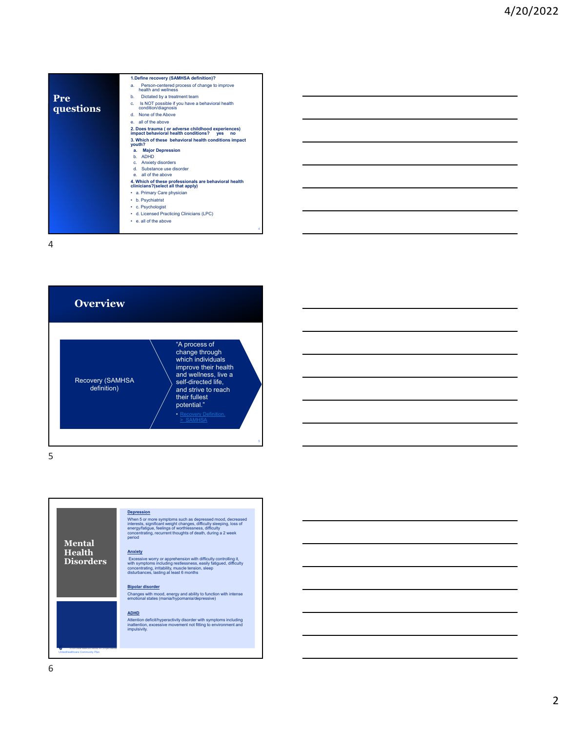## Pre questions

**1. Define recovery (SAMHSA definition)?**

a. Person-centered process of change to improve health and wellness
b. Dictated by a treatment team
c. Is NOT possible if you have a behavioral health condition/diagnosis
d. None of the Above
e. all of the above

**2. Does trauma ( or adverse childhood experiences) impact behavioral health conditions? yes no**

**3. Which of these behavioral health conditions impact youth?**

a. **Major Depression**
b. ADHD
c. Anxiety disorders
d. Substance use disorder
e. all of the above

**4. Which of these professionals are behavioral health clinicians?(select all that apply)**

- a. Primary Care physician
- b. Psychiatrist
- c. Psychologist
- d. Licensed Practicing Clinicians (LPC)
- e. all of the above

## Overview

Recovery (SAMHSA definition)

"A process of change through which individuals improve their health and wellness, live a self-directed life, and strive to reach their fullest potential."

- Recovery Definition. > SAMHSA

## Mental Health Disorders

**Depression**

When 5 or more symptoms such as depressed mood, decreased interests, significant weight changes, difficulty sleeping, loss of energy/fatigue, feelings of worthlessness, difficulty concentrating, recurrent thoughts of death, during a 2 week period

**Anxiety**

Excessive worry or apprehension with difficulty controlling it, with symptoms including restlessness, easily fatigued, difficulty concentrating, irritability, muscle tension, sleep disturbances, lasting at least 6 months

**Bipolar disorder**

Changes with mood, energy and ability to function with intense emotional states (mania/hypomania/depressive)

**ADHD**

Attention deficit/hyperactivity disorder with symptoms including inattention, excessive movement not fitting to environment and impulsivity.

UnitedHealthcare Community Plan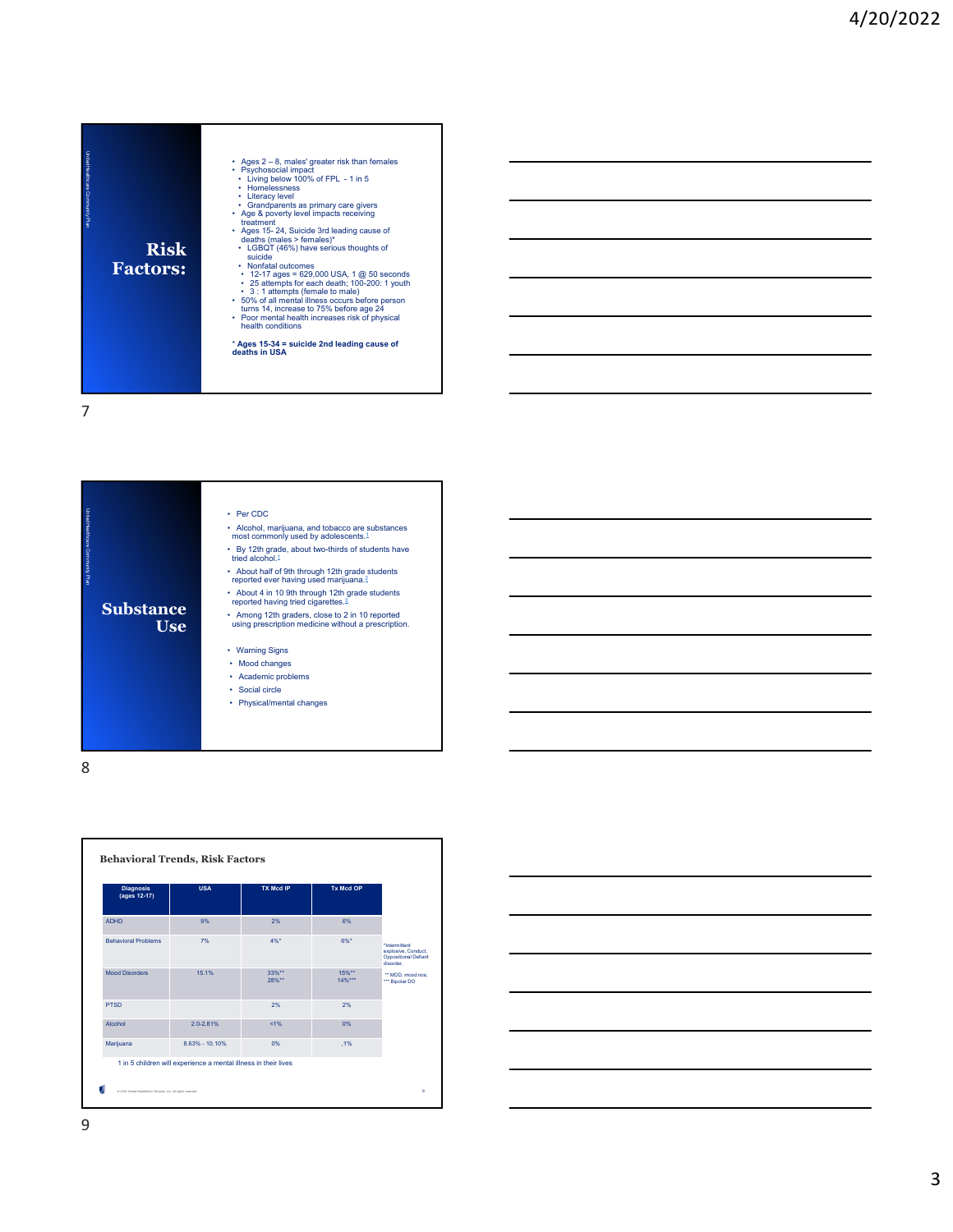## Risk Factors:

- Ages 2 – 8, males' greater risk than females
- Psychosocial impact
  - Living below 100% of FPL - 1 in 5
  - Homelessness
  - Literacy level
  - Grandparents as primary care givers
- Age & poverty level impacts receiving treatment
- Ages 15- 24, Suicide 3rd leading cause of deaths (males > females)*
  - LGBQT (46%) have serious thoughts of suicide
  - Nonfatal outcomes
    - 12-17 ages = 629,000 USA, 1 @ 50 seconds
    - 25 attempts for each death; 100-200: 1 youth
    - 3 : 1 attempts (female to male)
- 50% of all mental illness occurs before person turns 14, increase to 75% before age 24
- Poor mental health increases risk of physical health conditions

**\* Ages 15-34 = suicide 2nd leading cause of deaths in USA**

## Substance Use

- Per CDC
- Alcohol, marijuana, and tobacco are substances most commonly used by adolescents.[1]
- By 12th grade, about two-thirds of students have tried alcohol.[1]
- About half of 9th through 12th grade students reported ever having used marijuana.[2]
- About 4 in 10 9th through 12th grade students reported having tried cigarettes.[2]
- Among 12th graders, close to 2 in 10 reported using prescription medicine without a prescription.

- Warning Signs
- Mood changes
- Academic problems
- Social circle
- Physical/mental changes

## Behavioral Trends, Risk Factors

| Diagnosis (ages 12-17) | USA | TX Mcd IP | Tx Mcd OP |
|---|---|---|---|
| ADHD | 9% | 2% | 6% |
| Behavioral Problems | 7% | 4%* | 6%* |
| Mood Disorders | 15.1% | 33%** 28%** | 15%** 14%*** |
| PTSD | | 2% | 2% |
| Alcohol | 2.0-2.81% | <1% | 0% |
| Marijuana | 8.63% - 10.10% | 0% | ,1% |

*Intermittent explosive, Conduct, Oppositional Defiant disorder.

** MDD, mood nos; *** Bipolar DO

1 in 5 children will experience a mental illness in their lives

© 2021 United HealthCare Services, Inc. All rights reserved.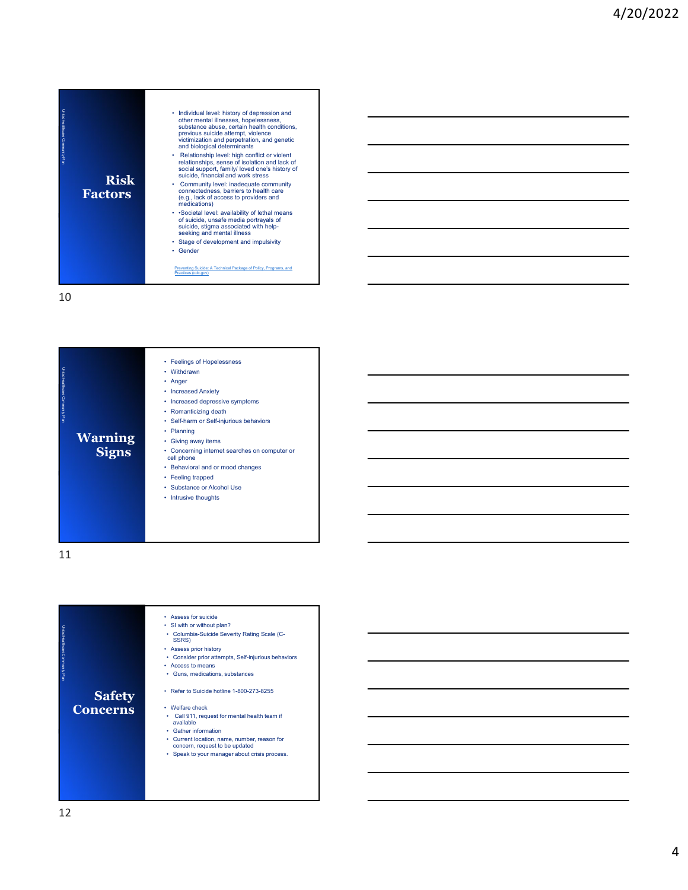## Risk Factors

- Individual level: history of depression and other mental illnesses, hopelessness, substance abuse, certain health conditions, previous suicide attempt, violence victimization and perpetration, and genetic and biological determinants
- Relationship level: high conflict or violent relationships, sense of isolation and lack of social support, family/ loved one's history of suicide, financial and work stress
- Community level: inadequate community connectedness, barriers to health care (e.g., lack of access to providers and medications)
- •Societal level: availability of lethal means of suicide, unsafe media portrayals of suicide, stigma associated with help-seeking and mental illness
- Stage of development and impulsivity
- Gender

[Preventing Suicide: A Technical Package of Policy, Programs, and Practices (cdc.gov)]

## Warning Signs

- Feelings of Hopelessness
- Withdrawn
- Anger
- Increased Anxiety
- Increased depressive symptoms
- Romanticizing death
- Self-harm or Self-injurious behaviors
- Planning
- Giving away items
- Concerning internet searches on computer or cell phone
- Behavioral and or mood changes
- Feeling trapped
- Substance or Alcohol Use
- Intrusive thoughts

## Safety Concerns

- Assess for suicide
- SI with or without plan?
  - Columbia-Suicide Severity Rating Scale (C-SSRS)
- Assess prior history
  - Consider prior attempts, Self-injurious behaviors
- Access to means
  - Guns, medications, substances
- Refer to Suicide hotline 1-800-273-8255
- Welfare check
  - Call 911, request for mental health team if available
  - Gather information
  - Current location, name, number, reason for concern, request to be updated
  - Speak to your manager about crisis process.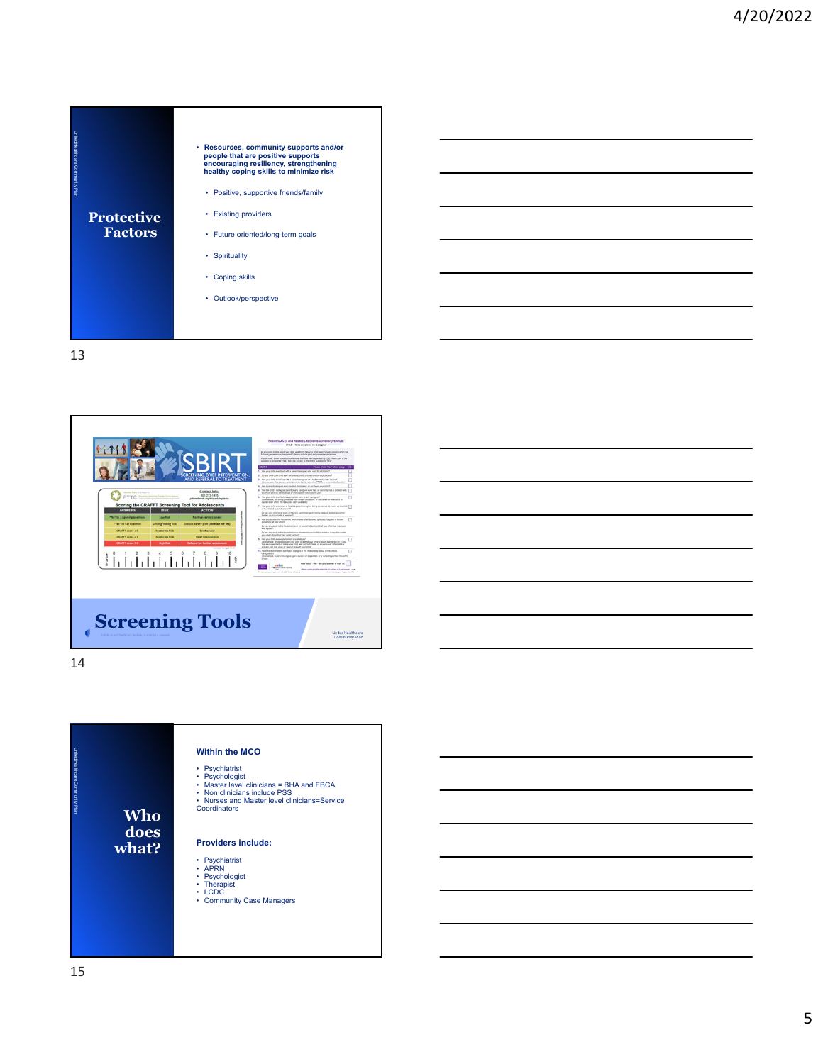## Protective Factors

- Resources, community supports and/or people that are positive supports encouraging resiliency, strengthening healthy coping skills to minimize risk
  - Positive, supportive friends/family
  - Existing providers
  - Future oriented/long term goals
  - Spirituality
  - Coping skills
  - Outlook/perspective

## Screening Tools

## Who does what?

**Within the MCO**

- Psychiatrist
- Psychologist
- Master level clinicians = BHA and FBCA
- Non clinicians include PSS
- Nurses and Master level clinicians=Service Coordinators

**Providers include:**

- Psychiatrist
- APRN
- Psychologist
- Therapist
- LCDC
- Community Case Managers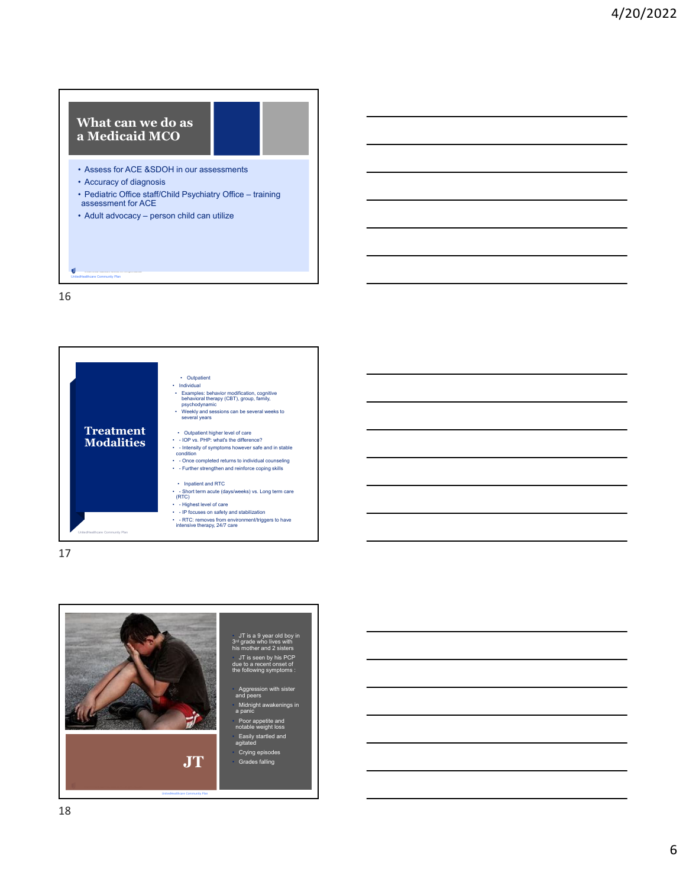## What can we do as a Medicaid MCO

- Assess for ACE &SDOH in our assessments
- Accuracy of diagnosis
- Pediatric Office staff/Child Psychiatry Office – training assessment for ACE
- Adult advocacy – person child can utilize

UnitedHealthcare Community Plan

## Treatment Modalities

- Outpatient
- Individual
- Examples: behavior modification, cognitive behavioral therapy (CBT), group, family, psychodynamic
- Weekly and sessions can be several weeks to several years

- Outpatient higher level of care
- - IOP vs. PHP: what's the difference?
- - Intensity of symptoms however safe and in stable condition
- - Once completed returns to individual counseling
- - Further strengthen and reinforce coping skills

- Inpatient and RTC
- - Short term acute (days/weeks) vs. Long term care (RTC)
- - Highest level of care
- - IP focuses on safety and stabilization
- - RTC: removes from environment/triggers to have intensive therapy, 24/7 care

UnitedHealthcare Community Plan

## JT

- JT is a 9 year old boy in 3rd grade who lives with his mother and 2 sisters
- JT is seen by his PCP due to a recent onset of the following symptoms :

- Aggression with sister and peers
- Midnight awakenings in a panic
- Poor appetite and notable weight loss
- Easily startled and agitated
- Crying episodes
- Grades falling

UnitedHealthcare Community Plan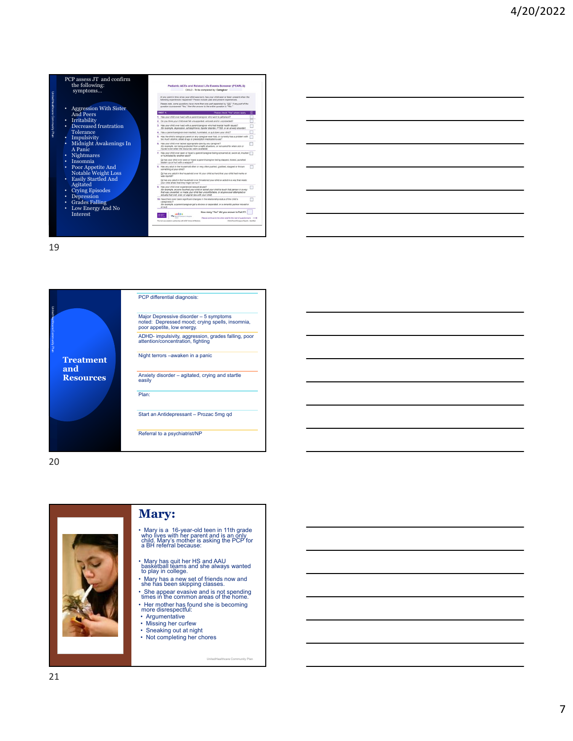PCP assess JT and confirm the following: symptoms…

- Aggression With Sister And Peers
- Irritability
- Decreased frustration Tolerance
- Impulsivity
- Midnight Awakenings In A Panic
- Nightmares
- Insomnia
- Poor Appetite And Notable Weight Loss
- Easily Startled And Agitated
- Crying Episodes
- Depression
- Grades Falling
- Low Energy And No Interest

**Pediatric ACEs and Related Life Events Screener (PEARLS)**

CHILD - To be completed by: Caregiver

## Treatment and Resources

PCP differential diagnosis:

Major Depressive disorder – 5 symptoms noted: Depressed mood; crying spells, insomnia, poor appetite, low energy.

ADHD- impulsivity, aggression, grades falling, poor attention/concentration, fighting

Night terrors –awaken in a panic

Anxiety disorder – agitated, crying and startle easily

Plan:

Start an Antidepressant – Prozac 5mg qd

Referral to a psychiatrist/NP

## Mary:

- Mary is a 16-year-old teen in 11th grade who lives with her parent and is an only child. Mary's mother is asking the PCP for a BH referral because:
- Mary has quit her HS and AAU basketball teams and she always wanted to play in college.
- Mary has a new set of friends now and she has been skipping classes.
- She appear evasive and is not spending times in the common areas of the home.
- Her mother has found she is becoming more disrespectful:
  - Argumentative
  - Missing her curfew
  - Sneaking out at night
  - Not completing her chores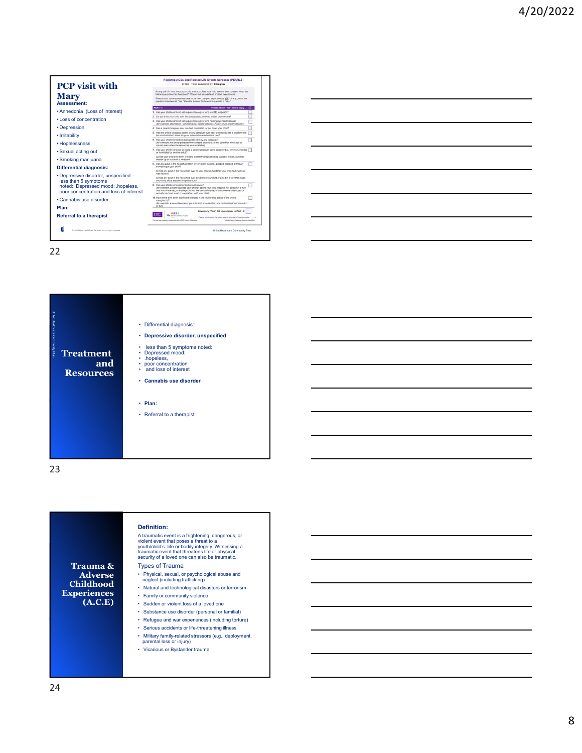## PCP visit with Mary

**Assessment:**

- Anhedonia (Loss of interest)
- Loss of concentration
- Depression
- Irritability
- Hopelessness
- Sexual acting out
- Smoking marijuana

**Differential diagnosis:**

- Depressive disorder, unspecified – less than 5 symptoms noted: Depressed mood; .hopeless, poor concentration and loss of interest
- Cannabis use disorder

**Plan:**

**Referral to a therapist**

Pediatric ACEs and Related Life Events Screener (PEARLS)

CHILD - To be completed by: Caregiver

At any point in time since your child was born, has your child seen or been present when the following experiences happened? Please include past and present experiences.

Please note, some questions have more than one part separated by "OR." If any part of the question is answered "Yes," then the answer to the entire question is "Yes."

PART 1: Please check "Yes" where apply

1. Has your child ever lived with a parent/caregiver who went to jail/prison?
2. Do you think your child ever felt unsupported, unloved and/or unprotected?
3. Has your child ever lived with a parent/caregiver who had mental health issues? (for example, depression, schizophrenia, bipolar disorder, PTSD, or an anxiety disorder)
4. Has a parent/caregiver ever insulted, humiliated, or put down your child?
5. Has the child's biological parent or any caregiver ever had, or currently has a problem with too much alcohol, street drugs or prescription medications use?
6. Has your child ever lacked appropriate care by any caregiver? (for example, not being protected from unsafe situations, or not cared for when sick or injured even when the resources were available)
7. Has your child ever seen or heard a parent/caregiver being screamed at, sworn at, insulted or humiliated by another adult? Or has your child ever seen or heard a parent/caregiver being slapped, kicked, punched beaten up or hurt with a weapon?
8. Has any adult in the household often or very often pushed, grabbed, slapped or thrown something at your child? Or has any adult in the household ever hit your child so hard that your child had marks or was injured? Or has any adult in the household ever threatened your child or acted in a way that made your child afraid that they might be hurt?
9. Has your child ever experienced sexual abuse? (for example, anyone touched your child or asked your child to touch that person in a way that was unwanted, or made your child feel uncomfortable, or anyone ever attempted or actually had oral, anal, or vaginal sex with your child)
10. Have there ever been significant changes in the relationship status of the child's caregiver(s)? (for example, a parent/caregiver got a divorce or separated, or a romantic partner moved in or out)

How many "Yes" did you answer in Part 1?

Please continue to the other side for the rest of questionnaire

© 2020 United HealthCare Services, Inc. All rights reserved.

UnitedHealthcare Community Plan

## Treatment and Resources

- Differential diagnosis:
- **Depressive disorder, unspecified**
- less than 5 symptoms noted:
- Depressed mood;
- .hopeless,
- poor concentration
- and loss of interest
- **Cannabis use disorder**
- **Plan:**
- Referral to a therapist

## Trauma & Adverse Childhood Experiences (A.C.E)

**Definition:**

A traumatic event is a frightening, dangerous, or violent event that poses a threat to a youth/child's life or bodily integrity. Witnessing a traumatic event that threatens life or physical security of a loved one can also be traumatic.

Types of Trauma

- Physical, sexual, or psychological abuse and neglect (including trafficking)
- Natural and technological disasters or terrorism
- Family or community violence
- Sudden or violent loss of a loved one
- Substance use disorder (personal or familial)
- Refugee and war experiences (including torture)
- Serious accidents or life-threatening illness
- Military family-related stressors (e.g., deployment, parental loss or injury)
- Vicarious or Bystander trauma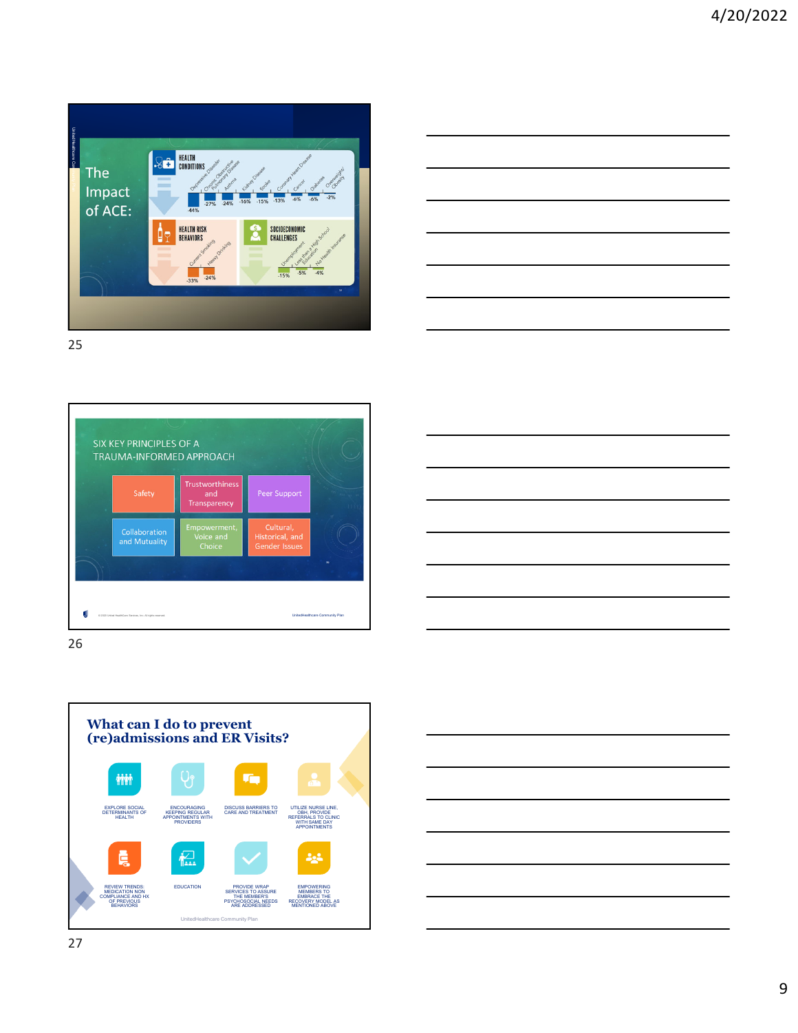## The Impact of ACE:

**HEALTH CONDITIONS**

| Depressive Disorder | Chronic Obstructive Pulmonary Disease | Asthma | Kidney Disease | Stroke | Coronary Heart Disease | Cancer | Diabetes | Overweight/Obesity |
|---|---|---|---|---|---|---|---|---|
| -44% | -27% | -24% | -16% | -15% | -13% | -6% | -6% | -2% |

**HEALTH RISK BEHAVIORS**

| Current Smoking | Heavy Drinking |
|---|---|
| -33% | -24% |

**SOCIOECONOMIC CHALLENGES**

| Unemployment | Less than a High School Education | No Health Insurance |
|---|---|---|
| -15% | -5% | -4% |

## SIX KEY PRINCIPLES OF A TRAUMA-INFORMED APPROACH

- Safety
- Trustworthiness and Transparency
- Peer Support
- Collaboration and Mutuality
- Empowerment, Voice and Choice
- Cultural, Historical, and Gender Issues

## What can I do to prevent (re)admissions and ER Visits?

- EXPLORE SOCIAL DETERMINANTS OF HEALTH
- ENCOURAGING KEEPING REGULAR APPOINTMENTS WITH PROVIDERS
- DISCUSS BARRIERS TO CARE AND TREATMENT
- UTILIZE NURSE LINE, OBH, PROVIDE REFERRALS TO CLINIC WITH SAME DAY APPOINTMENTS
- REVIEW TRENDS: MEDICATION NON COMPLIANCE AND HX OF PREVIOUS BEHAVIORS
- EDUCATION
- PROVIDE WRAP SERVICES TO ASSURE THE MEMBER'S PSYCHOSOCIAL NEEDS ARE ADDRESSED
- EMPOWERING MEMBERS TO EMBRACE THE RECOVERY MODEL AS MENTIONED ABOVE

UnitedHealthcare Community Plan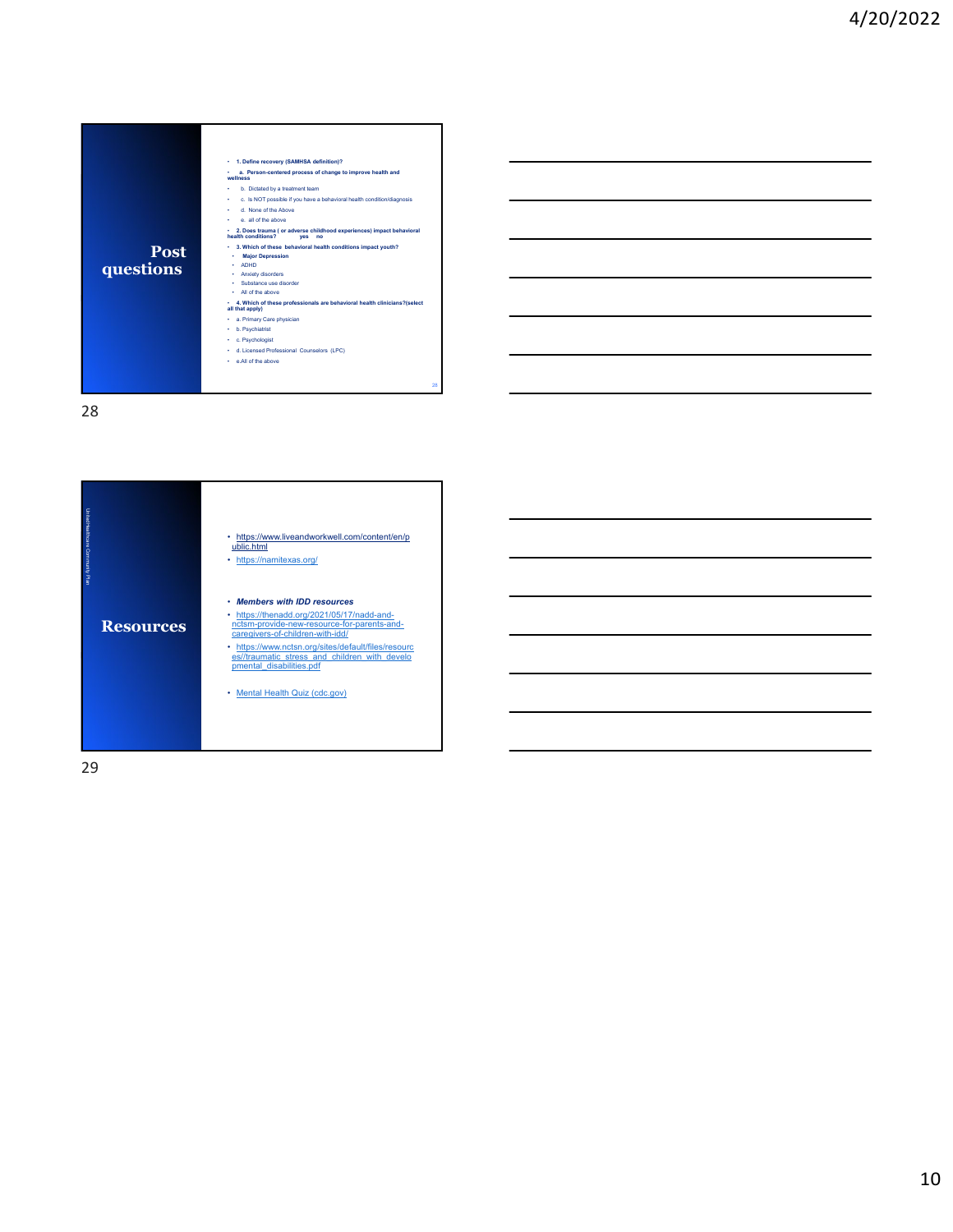## Post questions

- **1. Define recovery (SAMHSA definition)?**
  - **a. Person-centered process of change to improve health and wellness**
  - b. Dictated by a treatment team
  - c. Is NOT possible if you have a behavioral health condition/diagnosis
  - d. None of the Above
  - e. all of the above
- **2. Does trauma ( or adverse childhood experiences) impact behavioral health conditions? yes no**
- **3. Which of these behavioral health conditions impact youth?**
  - **Major Depression**
  - ADHD
  - Anxiety disorders
  - Substance use disorder
  - All of the above
- **4. Which of these professionals are behavioral health clinicians?(select all that apply)**
  - a. Primary Care physician
  - b. Psychiatrist
  - c. Psychologist
  - d. Licensed Professional Counselors (LPC)
  - e.All of the above

## Resources

UnitedHealthcare Community Plan

- https://www.liveandworkwell.com/content/en/public.html
- https://namitexas.org/
- ***Members with IDD resources***
- https://thenadd.org/2021/05/17/nadd-and-nctsm-provide-new-resource-for-parents-and-caregivers-of-children-with-idd/
- https://www.nctsn.org/sites/default/files/resources//traumatic_stress_and_children_with_developmental_disabilities.pdf
- Mental Health Quiz (cdc.gov)